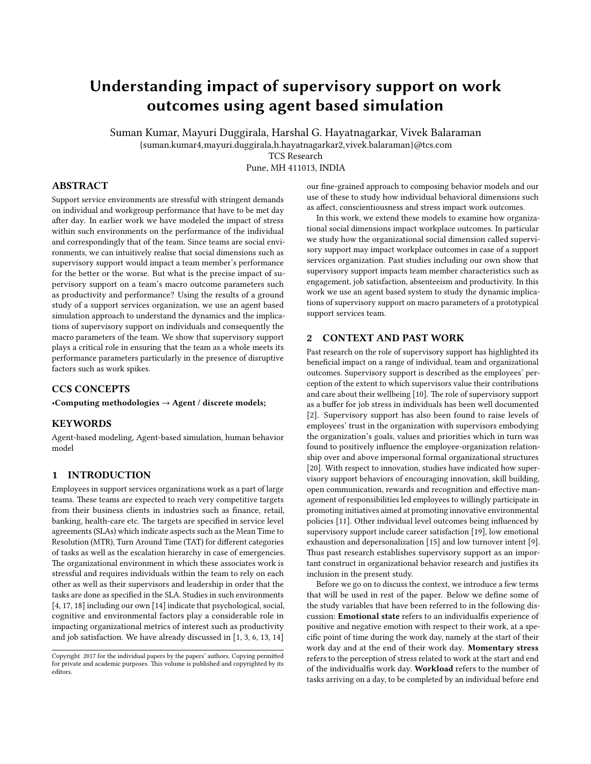# Understanding impact of supervisory support on work outcomes using agent based simulation

Suman Kumar, Mayuri Duggirala, Harshal G. Hayatnagarkar, Vivek Balaraman

{suman.kumar4,mayuri.duggirala,h.hayatnagarkar2,vivek.balaraman}@tcs.com

TCS Research

Pune, MH 411013, INDIA

## ABSTRACT

Support service environments are stressful with stringent demands on individual and workgroup performance that have to be met day after day. In earlier work we have modeled the impact of stress within such environments on the performance of the individual and correspondingly that of the team. Since teams are social environments, we can intuitively realise that social dimensions such as supervisory support would impact a team member's performance for the better or the worse. But what is the precise impact of supervisory support on a team's macro outcome parameters such as productivity and performance? Using the results of a ground study of a support services organization, we use an agent based simulation approach to understand the dynamics and the implications of supervisory support on individuals and consequently the macro parameters of the team. We show that supervisory support plays a critical role in ensuring that the team as a whole meets its performance parameters particularly in the presence of disruptive factors such as work spikes.

## CCS CONCEPTS

•**Computing methodologies → Agent / discrete models;**

## KEYWORDS

Agent-based modeling, Agent-based simulation, human behavior model

## 1 INTRODUCTION

Employees in support services organizations work as a part of large teams. These teams are expected to reach very competitive targets from their business clients in industries such as finance, retail, banking, health-care etc. The targets are specified in service level agreements (SLAs) which indicate aspects such as the Mean Time to Resolution (MTR), Turn Around Time (TAT) for different categories of tasks as well as the escalation hierarchy in case of emergencies. The organizational environment in which these associates work is stressful and requires individuals within the team to rely on each other as well as their supervisors and leadership in order that the tasks are done as specified in the SLA. Studies in such environments [4, 17, 18] including our own [14] indicate that psychological, social, cognitive and environmental factors play a considerable role in impacting organizational metrics of interest such as productivity and job satisfaction. We have already discussed in [1, 3, 6, 13, 14] our fine-grained approach to composing behavior models and our use of these to study how individual behavioral dimensions such as affect, conscientiousness and stress impact work outcomes.

In this work, we extend these models to examine how organizational social dimensions impact workplace outcomes. In particular we study how the organizational social dimension called supervisory support may impact workplace outcomes in case of a support services organization. Past studies including our own show that supervisory support impacts team member characteristics such as engagement, job satisfaction, absenteeism and productivity. In this work we use an agent based system to study the dynamic implications of supervisory support on macro parameters of a prototypical support services team.

Copyright 2017 for the individual papers by the papers' authors. Copying permitted for private and academic purposes. This volume is published and copyrighted by its editors.

## 2 CONTEXT AND PAST WORK

Past research on the role of supervisory support has highlighted its beneficial impact on a range of individual, team and organizational outcomes. Supervisory support is described as the employees' perception of the extent to which supervisors value their contributions and care about their wellbeing [10]. The role of supervisory support as a buffer for job stress in individuals has been well documented [2]. Supervisory support has also been found to raise levels of employees' trust in the organization with supervisors embodying the organization's goals, values and priorities which in turn was found to positively influence the employee-organization relationship over and above impersonal formal organizational structures [20]. With respect to innovation, studies have indicated how supervisory support behaviors of encouraging innovation, skill building, open communication, rewards and recognition and effective management of responsibilities led employees to willingly participate in promoting initiatives aimed at promoting innovative environmental policies [11]. Other individual level outcomes being influenced by supervisory support include career satisfaction [19], low emotional exhaustion and depersonalization [15] and low turnover intent [9]. Thus past research establishes supervisory support as an important construct in organizational behavior research and justifies its inclusion in the present study.

Before we go on to discuss the context, we introduce a few terms that will be used in rest of the paper. Below we define some of the study variables that have been referred to in the following discussion: **Emotional state** refers to an individualfis experience of positive and negative emotion with respect to their work, at a specific point of time during the work day, namely at the start of their work day and at the end of their work day. **Momentary stress** refers to the perception of stress related to work at the start and end of the individualfis work day. **Workload** refers to the number of tasks arriving on a day, to be completed by an individual before end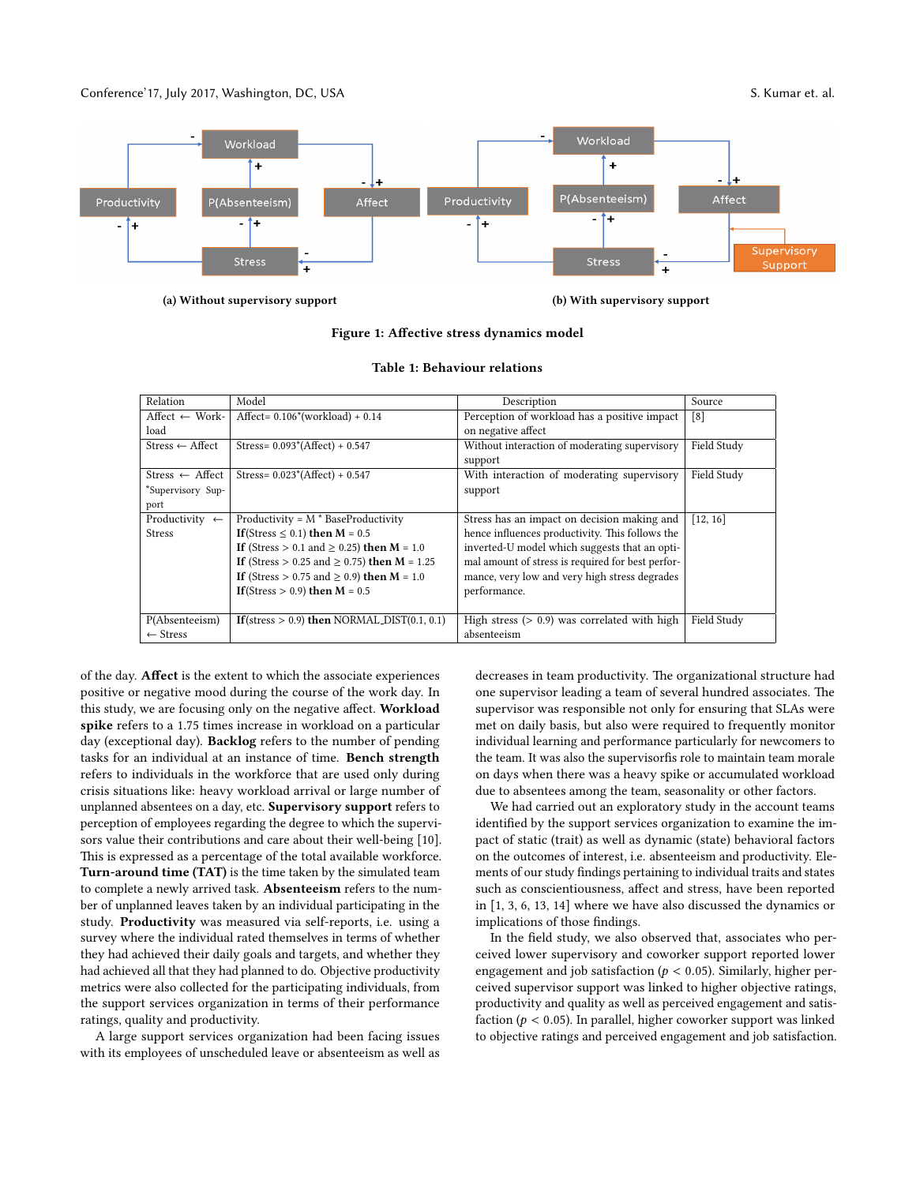(a) Without supervisory support

(b) With supervisory support

Figure 1: Affective stress dynamics model

Table 1: Behaviour relations

| Relation | Model | Description | Source |
|---|---|---|---|
| Affect ← Workload | Affect= 0.106*(workload) + 0.14 | Perception of workload has a positive impact on negative affect | [8] |
| Stress ← Affect | Stress= 0.093*(Affect) + 0.547 | Without interaction of moderating supervisory support | Field Study |
| Stress ← Affect *Supervisory Support | Stress= 0.023*(Affect) + 0.547 | With interaction of moderating supervisory support | Field Study |
| Productivity ← Stress | Productivity = M * BaseProductivity<br>**If**(Stress ≤ 0.1) **then M** = 0.5<br>**If** (Stress > 0.1 and ≥ 0.25) **then M** = 1.0<br>**If** (Stress > 0.25 and ≥ 0.75) **then M** = 1.25<br>**If** (Stress > 0.75 and ≥ 0.9) **then M** = 1.0<br>**If**(Stress > 0.9) **then M** = 0.5 | Stress has an impact on decision making and hence influences productivity. This follows the inverted-U model which suggests that an optimal amount of stress is required for best performance, very low and very high stress degrades performance. | [12, 16] |
| P(Absenteeism) ← Stress | **If**(stress > 0.9) **then** NORMAL_DIST(0.1, 0.1) | High stress (> 0.9) was correlated with high absenteeism | Field Study |

of the day. **Affect** is the extent to which the associate experiences positive or negative mood during the course of the work day. In this study, we are focusing only on the negative affect. **Workload spike** refers to a 1.75 times increase in workload on a particular day (exceptional day). **Backlog** refers to the number of pending tasks for an individual at an instance of time. **Bench strength** refers to individuals in the workforce that are used only during crisis situations like: heavy workload arrival or large number of unplanned absentees on a day, etc. **Supervisory support** refers to perception of employees regarding the degree to which the supervisors value their contributions and care about their well-being [10]. This is expressed as a percentage of the total available workforce. **Turn-around time (TAT)** is the time taken by the simulated team to complete a newly arrived task. **Absenteeism** refers to the number of unplanned leaves taken by an individual participating in the study. **Productivity** was measured via self-reports, i.e. using a survey where the individual rated themselves in terms of whether they had achieved their daily goals and targets, and whether they had achieved all that they had planned to do. Objective productivity metrics were also collected for the participating individuals, from the support services organization in terms of their performance ratings, quality and productivity.

A large support services organization had been facing issues with its employees of unscheduled leave or absenteeism as well as decreases in team productivity. The organizational structure had one supervisor leading a team of several hundred associates. The supervisor was responsible not only for ensuring that SLAs were met on daily basis, but also were required to frequently monitor individual learning and performance particularly for newcomers to the team. It was also the supervisorfis role to maintain team morale on days when there was a heavy spike or accumulated workload due to absentees among the team, seasonality or other factors.

We had carried out an exploratory study in the account teams identified by the support services organization to examine the impact of static (trait) as well as dynamic (state) behavioral factors on the outcomes of interest, i.e. absenteeism and productivity. Elements of our study findings pertaining to individual traits and states such as conscientiousness, affect and stress, have been reported in [1, 3, 6, 13, 14] where we have also discussed the dynamics or implications of those findings.

In the field study, we also observed that, associates who perceived lower supervisory and coworker support reported lower engagement and job satisfaction ($p < 0.05$). Similarly, higher perceived supervisor support was linked to higher objective ratings, productivity and quality as well as perceived engagement and satisfaction ($p < 0.05$). In parallel, higher coworker support was linked to objective ratings and perceived engagement and job satisfaction.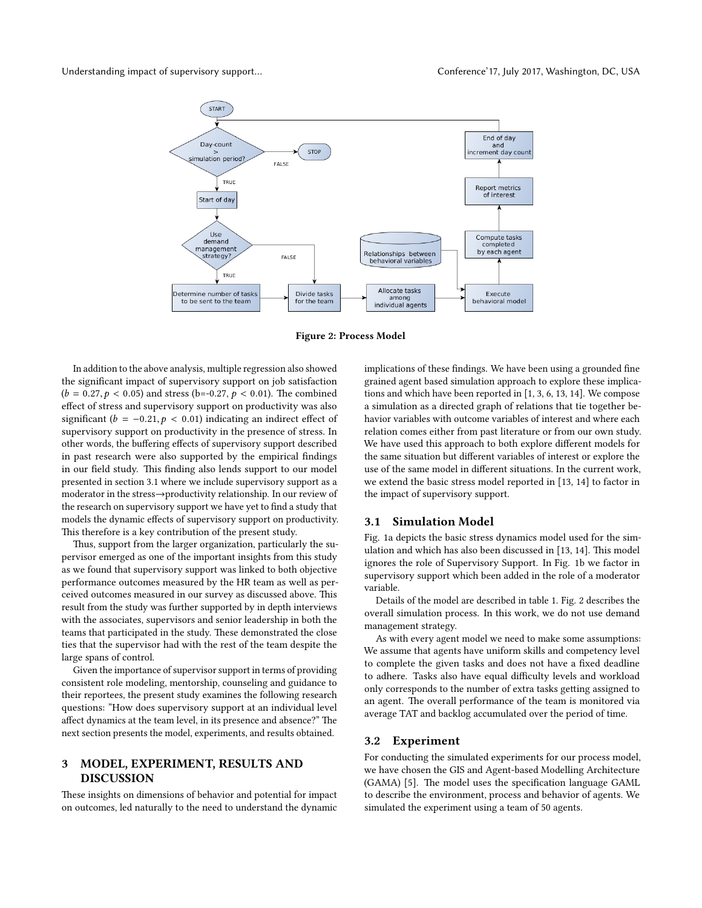Figure 2: Process Model

In addition to the above analysis, multiple regression also showed the significant impact of supervisory support on job satisfaction ($b = 0.27, p < 0.05$) and stress (b=-0.27, $p < 0.01$). The combined effect of stress and supervisory support on productivity was also significant ($b = -0.21, p < 0.01$) indicating an indirect effect of supervisory support on productivity in the presence of stress. In other words, the buffering effects of supervisory support described in past research were also supported by the empirical findings in our field study. This finding also lends support to our model presented in section 3.1 where we include supervisory support as a moderator in the stress→productivity relationship. In our review of the research on supervisory support we have yet to find a study that models the dynamic effects of supervisory support on productivity. This therefore is a key contribution of the present study.

Thus, support from the larger organization, particularly the supervisor emerged as one of the important insights from this study as we found that supervisory support was linked to both objective performance outcomes measured by the HR team as well as perceived outcomes measured in our survey as discussed above. This result from the study was further supported by in depth interviews with the associates, supervisors and senior leadership in both the teams that participated in the study. These demonstrated the close ties that the supervisor had with the rest of the team despite the large spans of control.

Given the importance of supervisor support in terms of providing consistent role modeling, mentorship, counseling and guidance to their reportees, the present study examines the following research questions: "How does supervisory support at an individual level affect dynamics at the team level, in its presence and absence?" The next section presents the model, experiments, and results obtained.

## 3 MODEL, EXPERIMENT, RESULTS AND DISCUSSION

These insights on dimensions of behavior and potential for impact on outcomes, led naturally to the need to understand the dynamic implications of these findings. We have been using a grounded fine grained agent based simulation approach to explore these implications and which have been reported in [1, 3, 6, 13, 14]. We compose a simulation as a directed graph of relations that tie together behavior variables with outcome variables of interest and where each relation comes either from past literature or from our own study. We have used this approach to both explore different models for the same situation but different variables of interest or explore the use of the same model in different situations. In the current work, we extend the basic stress model reported in [13, 14] to factor in the impact of supervisory support.

### 3.1 Simulation Model

Fig. 1a depicts the basic stress dynamics model used for the simulation and which has also been discussed in [13, 14]. This model ignores the role of Supervisory Support. In Fig. 1b we factor in supervisory support which been added in the role of a moderator variable.

Details of the model are described in table 1. Fig. 2 describes the overall simulation process. In this work, we do not use demand management strategy.

As with every agent model we need to make some assumptions: We assume that agents have uniform skills and competency level to complete the given tasks and does not have a fixed deadline to adhere. Tasks also have equal difficulty levels and workload only corresponds to the number of extra tasks getting assigned to an agent. The overall performance of the team is monitored via average TAT and backlog accumulated over the period of time.

### 3.2 Experiment

For conducting the simulated experiments for our process model, we have chosen the GIS and Agent-based Modelling Architecture (GAMA) [5]. The model uses the specification language GAML to describe the environment, process and behavior of agents. We simulated the experiment using a team of 50 agents.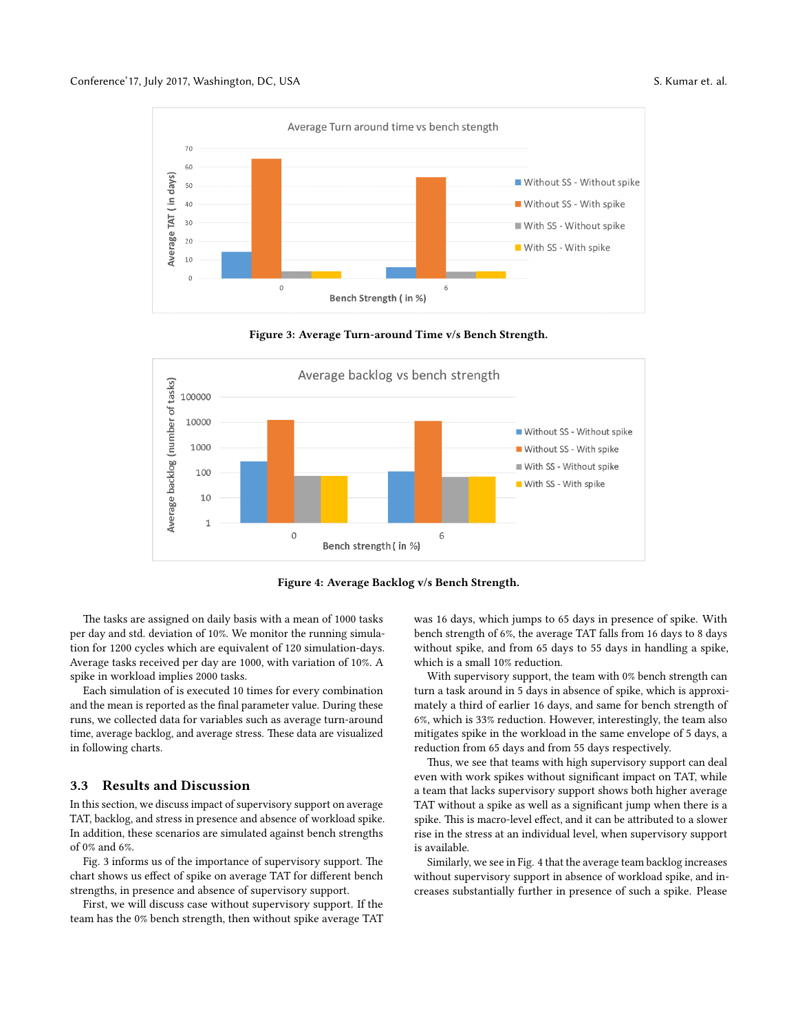Figure 3: Average Turn-around Time v/s Bench Strength.

Figure 4: Average Backlog v/s Bench Strength.

The tasks are assigned on daily basis with a mean of 1000 tasks per day and std. deviation of 10%. We monitor the running simulation for 1200 cycles which are equivalent of 120 simulation-days. Average tasks received per day are 1000, with variation of 10%. A spike in workload implies 2000 tasks.

Each simulation of is executed 10 times for every combination and the mean is reported as the final parameter value. During these runs, we collected data for variables such as average turn-around time, average backlog, and average stress. These data are visualized in following charts.

### 3.3 Results and Discussion

In this section, we discuss impact of supervisory support on average TAT, backlog, and stress in presence and absence of workload spike. In addition, these scenarios are simulated against bench strengths of 0% and 6%.

Fig. 3 informs us of the importance of supervisory support. The chart shows us effect of spike on average TAT for different bench strengths, in presence and absence of supervisory support.

First, we will discuss case without supervisory support. If the team has the 0% bench strength, then without spike average TAT was 16 days, which jumps to 65 days in presence of spike. With bench strength of 6%, the average TAT falls from 16 days to 8 days without spike, and from 65 days to 55 days in handling a spike, which is a small 10% reduction.

With supervisory support, the team with 0% bench strength can turn a task around in 5 days in absence of spike, which is approximately a third of earlier 16 days, and same for bench strength of 6%, which is 33% reduction. However, interestingly, the team also mitigates spike in the workload in the same envelope of 5 days, a reduction from 65 days and from 55 days respectively.

Thus, we see that teams with high supervisory support can deal even with work spikes without significant impact on TAT, while a team that lacks supervisory support shows both higher average TAT without a spike as well as a significant jump when there is a spike. This is macro-level effect, and it can be attributed to a slower rise in the stress at an individual level, when supervisory support is available.

Similarly, we see in Fig. 4 that the average team backlog increases without supervisory support in absence of workload spike, and increases substantially further in presence of such a spike. Please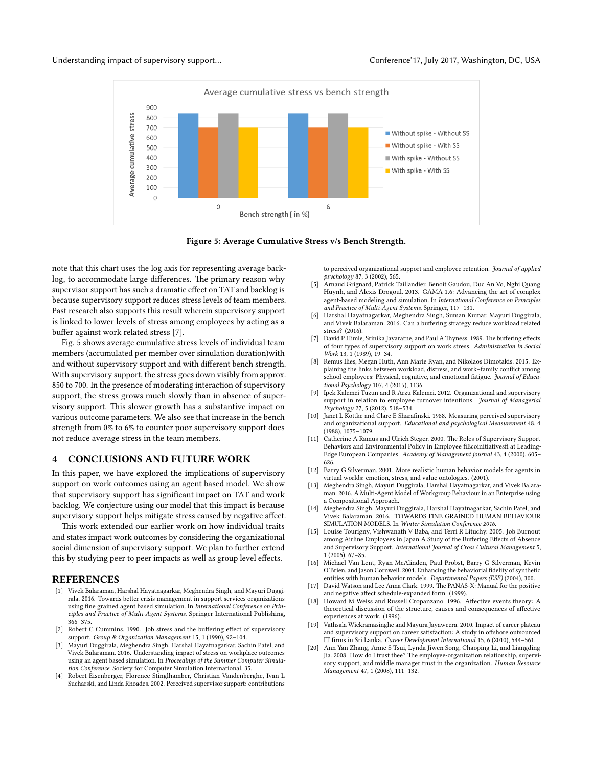Average cumulative stress vs bench strength

Average cumulative stress

900
800
700
600
500
400
300
200
100
0

0
6

Bench strength ( in %)

Without spike - Without SS
Without spike - With SS
With spike - Without SS
With spike - With SS

**Figure 5: Average Cumulative Stress v/s Bench Strength.**

note that this chart uses the log axis for representing average backlog, to accommodate large differences. The primary reason why supervisor support has such a dramatic effect on TAT and backlog is because supervisory support reduces stress levels of team members. Past research also supports this result wherein supervisory support is linked to lower levels of stress among employees by acting as a buffer against work related stress [7].

Fig. 5 shows average cumulative stress levels of individual team members (accumulated per member over simulation duration)with and without supervisory support and with different bench strength. With supervisory support, the stress goes down visibly from approx. 850 to 700. In the presence of moderating interaction of supervisory support, the stress grows much slowly than in absence of supervisory support. This slower growth has a substantive impact on various outcome parameters. We also see that increase in the bench strength from 0% to 6% to counter poor supervisory support does not reduce average stress in the team members.

## 4 CONCLUSIONS AND FUTURE WORK

In this paper, we have explored the implications of supervisory support on work outcomes using an agent based model. We show that supervisory support has significant impact on TAT and work backlog. We conjecture using our model that this impact is because supervisory support helps mitigate stress caused by negative affect.

This work extended our earlier work on how individual traits and states impact work outcomes by considering the organizational social dimension of supervisory support. We plan to further extend this by studying peer to peer impacts as well as group level effects.

## REFERENCES

[1] Vivek Balaraman, Harshal Hayatnagarkar, Meghendra Singh, and Mayuri Duggirala. 2016. Towards better crisis management in support services organizations using fine grained agent based simulation. In *International Conference on Principles and Practice of Multi-Agent Systems*. Springer International Publishing, 366–375.

[2] Robert C Cummins. 1990. Job stress and the buffering effect of supervisory support. *Group & Organization Management* 15, 1 (1990), 92–104.

[3] Mayuri Duggirala, Meghendra Singh, Harshal Hayatnagarkar, Sachin Patel, and Vivek Balaraman. 2016. Understanding impact of stress on workplace outcomes using an agent based simulation. In *Proceedings of the Summer Computer Simulation Conference*. Society for Computer Simulation International, 35.

[4] Robert Eisenberger, Florence Stinglhamber, Christian Vandenberghe, Ivan L Sucharski, and Linda Rhoades. 2002. Perceived supervisor support: contributions to perceived organizational support and employee retention. *Journal of applied psychology* 87, 3 (2002), 565.

[5] Arnaud Grignard, Patrick Taillandier, Benoit Gaudou, Duc An Vo, Nghi Quang Huynh, and Alexis Drogoul. 2013. GAMA 1.6: Advancing the art of complex agent-based modeling and simulation. In *International Conference on Principles and Practice of Multi-Agent Systems*. Springer, 117–131.

[6] Harshal Hayatnagarkar, Meghendra Singh, Suman Kumar, Mayuri Duggirala, and Vivek Balaraman. 2016. Can a buffering strategy reduce workload related stress? (2016).

[7] David P Himle, Srinika Jayaratne, and Paul A Thyness. 1989. The buffering effects of four types of supervisory support on work stress. *Administration in Social Work* 13, 1 (1989), 19–34.

[8] Remus Ilies, Megan Huth, Ann Marie Ryan, and Nikolaos Dimotakis. 2015. Explaining the links between workload, distress, and work–family conflict among school employees: Physical, cognitive, and emotional fatigue. *Journal of Educational Psychology* 107, 4 (2015), 1136.

[9] Ipek Kalemci Tuzun and R Arzu Kalemci. 2012. Organizational and supervisory support in relation to employee turnover intentions. *Journal of Managerial Psychology* 27, 5 (2012), 518–534.

[10] Janet L Kottke and Clare E Sharafinski. 1988. Measuring perceived supervisory and organizational support. *Educational and psychological Measurement* 48, 4 (1988), 1075–1079.

[11] Catherine A Ramus and Ulrich Steger. 2000. The Roles of Supervisory Support Behaviors and Environmental Policy in Employee fiEcoinitiativesfi at Leading-Edge European Companies. *Academy of Management journal* 43, 4 (2000), 605–626.

[12] Barry G Silverman. 2001. More realistic human behavior models for agents in virtual worlds: emotion, stress, and value ontologies. (2001).

[13] Meghendra Singh, Mayuri Duggirala, Harshal Hayatnagarkar, and Vivek Balaraman. 2016. A Multi-Agent Model of Workgroup Behaviour in an Enterprise using a Compositional Approach.

[14] Meghendra Singh, Mayuri Duggirala, Harshal Hayatnagarkar, Sachin Patel, and Vivek Balaraman. 2016. TOWARDS FINE GRAINED HUMAN BEHAVIOUR SIMULATION MODELS. In *Winter Simulation Conference 2016*.

[15] Louise Tourigny, Vishwanath V Baba, and Terri R Lituchy. 2005. Job Burnout among Airline Employees in Japan A Study of the Buffering Effects of Absence and Supervisory Support. *International Journal of Cross Cultural Management* 5, 1 (2005), 67–85.

[16] Michael Van Lent, Ryan McAlinden, Paul Probst, Barry G Silverman, Kevin O'Brien, and Jason Cornwell. 2004. Enhancing the behaviorial fidelity of synthetic entities with human behavior models. *Departmental Papers (ESE)* (2004), 300.

[17] David Watson and Lee Anna Clark. 1999. The PANAS-X: Manual for the positive and negative affect schedule-expanded form. (1999).

[18] Howard M Weiss and Russell Cropanzano. 1996. Affective events theory: A theoretical discussion of the structure, causes and consequences of affective experiences at work. (1996).

[19] Vathsala Wickramasinghe and Mayura Jayaweera. 2010. Impact of career plateau and supervisory support on career satisfaction: A study in offshore outsourced IT firms in Sri Lanka. *Career Development International* 15, 6 (2010), 544–561.

[20] Ann Yan Zhang, Anne S Tsui, Lynda Jiwen Song, Chaoping Li, and Liangding Jia. 2008. How do I trust thee? The employee-organization relationship, supervisory support, and middle manager trust in the organization. *Human Resource Management* 47, 1 (2008), 111–132.